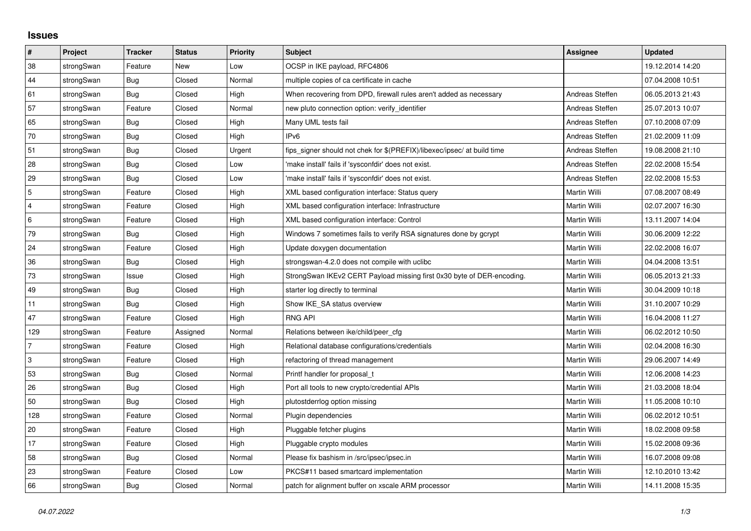# Issues

| # | Project | Tracker | Status | Priority | Subject | Assignee | Updated |
|---|---|---|---|---|---|---|---|
| 38 | strongSwan | Feature | New | Low | OCSP in IKE payload, RFC4806 | | 19.12.2014 14:20 |
| 44 | strongSwan | Bug | Closed | Normal | multiple copies of ca certificate in cache | | 07.04.2008 10:51 |
| 61 | strongSwan | Bug | Closed | High | When recovering from DPD, firewall rules aren't added as necessary | Andreas Steffen | 06.05.2013 21:43 |
| 57 | strongSwan | Feature | Closed | Normal | new pluto connection option: verify_identifier | Andreas Steffen | 25.07.2013 10:07 |
| 65 | strongSwan | Bug | Closed | High | Many UML tests fail | Andreas Steffen | 07.10.2008 07:09 |
| 70 | strongSwan | Bug | Closed | High | IPv6 | Andreas Steffen | 21.02.2009 11:09 |
| 51 | strongSwan | Bug | Closed | Urgent | fips_signer should not chek for $(PREFIX)/libexec/ipsec/ at build time | Andreas Steffen | 19.08.2008 21:10 |
| 28 | strongSwan | Bug | Closed | Low | 'make install' fails if 'sysconfdir' does not exist. | Andreas Steffen | 22.02.2008 15:54 |
| 29 | strongSwan | Bug | Closed | Low | 'make install' fails if 'sysconfdir' does not exist. | Andreas Steffen | 22.02.2008 15:53 |
| 5 | strongSwan | Feature | Closed | High | XML based configuration interface: Status query | Martin Willi | 07.08.2007 08:49 |
| 4 | strongSwan | Feature | Closed | High | XML based configuration interface: Infrastructure | Martin Willi | 02.07.2007 16:30 |
| 6 | strongSwan | Feature | Closed | High | XML based configuration interface: Control | Martin Willi | 13.11.2007 14:04 |
| 79 | strongSwan | Bug | Closed | High | Windows 7 sometimes fails to verify RSA signatures done by gcrypt | Martin Willi | 30.06.2009 12:22 |
| 24 | strongSwan | Feature | Closed | High | Update doxygen documentation | Martin Willi | 22.02.2008 16:07 |
| 36 | strongSwan | Bug | Closed | High | strongswan-4.2.0 does not compile with uclibc | Martin Willi | 04.04.2008 13:51 |
| 73 | strongSwan | Issue | Closed | High | StrongSwan IKEv2 CERT Payload missing first 0x30 byte of DER-encoding. | Martin Willi | 06.05.2013 21:33 |
| 49 | strongSwan | Bug | Closed | High | starter log directly to terminal | Martin Willi | 30.04.2009 10:18 |
| 11 | strongSwan | Bug | Closed | High | Show IKE_SA status overview | Martin Willi | 31.10.2007 10:29 |
| 47 | strongSwan | Feature | Closed | High | RNG API | Martin Willi | 16.04.2008 11:27 |
| 129 | strongSwan | Feature | Assigned | Normal | Relations between ike/child/peer_cfg | Martin Willi | 06.02.2012 10:50 |
| 7 | strongSwan | Feature | Closed | High | Relational database configurations/credentials | Martin Willi | 02.04.2008 16:30 |
| 3 | strongSwan | Feature | Closed | High | refactoring of thread management | Martin Willi | 29.06.2007 14:49 |
| 53 | strongSwan | Bug | Closed | Normal | Printf handler for proposal_t | Martin Willi | 12.06.2008 14:23 |
| 26 | strongSwan | Bug | Closed | High | Port all tools to new crypto/credential APIs | Martin Willi | 21.03.2008 18:04 |
| 50 | strongSwan | Bug | Closed | High | plutostderrlog option missing | Martin Willi | 11.05.2008 10:10 |
| 128 | strongSwan | Feature | Closed | Normal | Plugin dependencies | Martin Willi | 06.02.2012 10:51 |
| 20 | strongSwan | Feature | Closed | High | Pluggable fetcher plugins | Martin Willi | 18.02.2008 09:58 |
| 17 | strongSwan | Feature | Closed | High | Pluggable crypto modules | Martin Willi | 15.02.2008 09:36 |
| 58 | strongSwan | Bug | Closed | Normal | Please fix bashism in /src/ipsec/ipsec.in | Martin Willi | 16.07.2008 09:08 |
| 23 | strongSwan | Feature | Closed | Low | PKCS#11 based smartcard implementation | Martin Willi | 12.10.2010 13:42 |
| 66 | strongSwan | Bug | Closed | Normal | patch for alignment buffer on xscale ARM processor | Martin Willi | 14.11.2008 15:35 |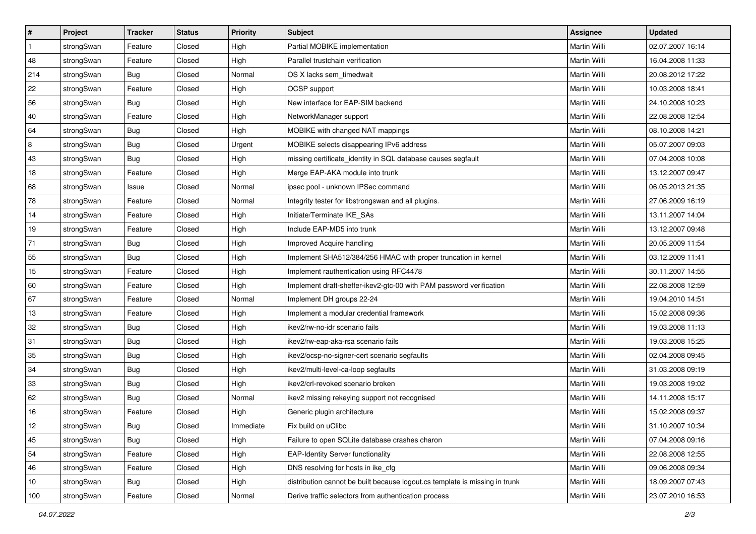| # | Project | Tracker | Status | Priority | Subject | Assignee | Updated |
|---|---|---|---|---|---|---|---|
| 1 | strongSwan | Feature | Closed | High | Partial MOBIKE implementation | Martin Willi | 02.07.2007 16:14 |
| 48 | strongSwan | Feature | Closed | High | Parallel trustchain verification | Martin Willi | 16.04.2008 11:33 |
| 214 | strongSwan | Bug | Closed | Normal | OS X lacks sem_timedwait | Martin Willi | 20.08.2012 17:22 |
| 22 | strongSwan | Feature | Closed | High | OCSP support | Martin Willi | 10.03.2008 18:41 |
| 56 | strongSwan | Bug | Closed | High | New interface for EAP-SIM backend | Martin Willi | 24.10.2008 10:23 |
| 40 | strongSwan | Feature | Closed | High | NetworkManager support | Martin Willi | 22.08.2008 12:54 |
| 64 | strongSwan | Bug | Closed | High | MOBIKE with changed NAT mappings | Martin Willi | 08.10.2008 14:21 |
| 8 | strongSwan | Bug | Closed | Urgent | MOBIKE selects disappearing IPv6 address | Martin Willi | 05.07.2007 09:03 |
| 43 | strongSwan | Bug | Closed | High | missing certificate_identity in SQL database causes segfault | Martin Willi | 07.04.2008 10:08 |
| 18 | strongSwan | Feature | Closed | High | Merge EAP-AKA module into trunk | Martin Willi | 13.12.2007 09:47 |
| 68 | strongSwan | Issue | Closed | Normal | ipsec pool - unknown IPSec command | Martin Willi | 06.05.2013 21:35 |
| 78 | strongSwan | Feature | Closed | Normal | Integrity tester for libstrongswan and all plugins. | Martin Willi | 27.06.2009 16:19 |
| 14 | strongSwan | Feature | Closed | High | Initiate/Terminate IKE_SAs | Martin Willi | 13.11.2007 14:04 |
| 19 | strongSwan | Feature | Closed | High | Include EAP-MD5 into trunk | Martin Willi | 13.12.2007 09:48 |
| 71 | strongSwan | Bug | Closed | High | Improved Acquire handling | Martin Willi | 20.05.2009 11:54 |
| 55 | strongSwan | Bug | Closed | High | Implement SHA512/384/256 HMAC with proper truncation in kernel | Martin Willi | 03.12.2009 11:41 |
| 15 | strongSwan | Feature | Closed | High | Implement rauthentication using RFC4478 | Martin Willi | 30.11.2007 14:55 |
| 60 | strongSwan | Feature | Closed | High | Implement draft-sheffer-ikev2-gtc-00 with PAM password verification | Martin Willi | 22.08.2008 12:59 |
| 67 | strongSwan | Feature | Closed | Normal | Implement DH groups 22-24 | Martin Willi | 19.04.2010 14:51 |
| 13 | strongSwan | Feature | Closed | High | Implement a modular credential framework | Martin Willi | 15.02.2008 09:36 |
| 32 | strongSwan | Bug | Closed | High | ikev2/rw-no-idr scenario fails | Martin Willi | 19.03.2008 11:13 |
| 31 | strongSwan | Bug | Closed | High | ikev2/rw-eap-aka-rsa scenario fails | Martin Willi | 19.03.2008 15:25 |
| 35 | strongSwan | Bug | Closed | High | ikev2/ocsp-no-signer-cert scenario segfaults | Martin Willi | 02.04.2008 09:45 |
| 34 | strongSwan | Bug | Closed | High | ikev2/multi-level-ca-loop segfaults | Martin Willi | 31.03.2008 09:19 |
| 33 | strongSwan | Bug | Closed | High | ikev2/crl-revoked scenario broken | Martin Willi | 19.03.2008 19:02 |
| 62 | strongSwan | Bug | Closed | Normal | ikev2 missing rekeying support not recognised | Martin Willi | 14.11.2008 15:17 |
| 16 | strongSwan | Feature | Closed | High | Generic plugin architecture | Martin Willi | 15.02.2008 09:37 |
| 12 | strongSwan | Bug | Closed | Immediate | Fix build on uClibc | Martin Willi | 31.10.2007 10:34 |
| 45 | strongSwan | Bug | Closed | High | Failure to open SQLite database crashes charon | Martin Willi | 07.04.2008 09:16 |
| 54 | strongSwan | Feature | Closed | High | EAP-Identity Server functionality | Martin Willi | 22.08.2008 12:55 |
| 46 | strongSwan | Feature | Closed | High | DNS resolving for hosts in ike_cfg | Martin Willi | 09.06.2008 09:34 |
| 10 | strongSwan | Bug | Closed | High | distribution cannot be built because logout.cs template is missing in trunk | Martin Willi | 18.09.2007 07:43 |
| 100 | strongSwan | Feature | Closed | Normal | Derive traffic selectors from authentication process | Martin Willi | 23.07.2010 16:53 |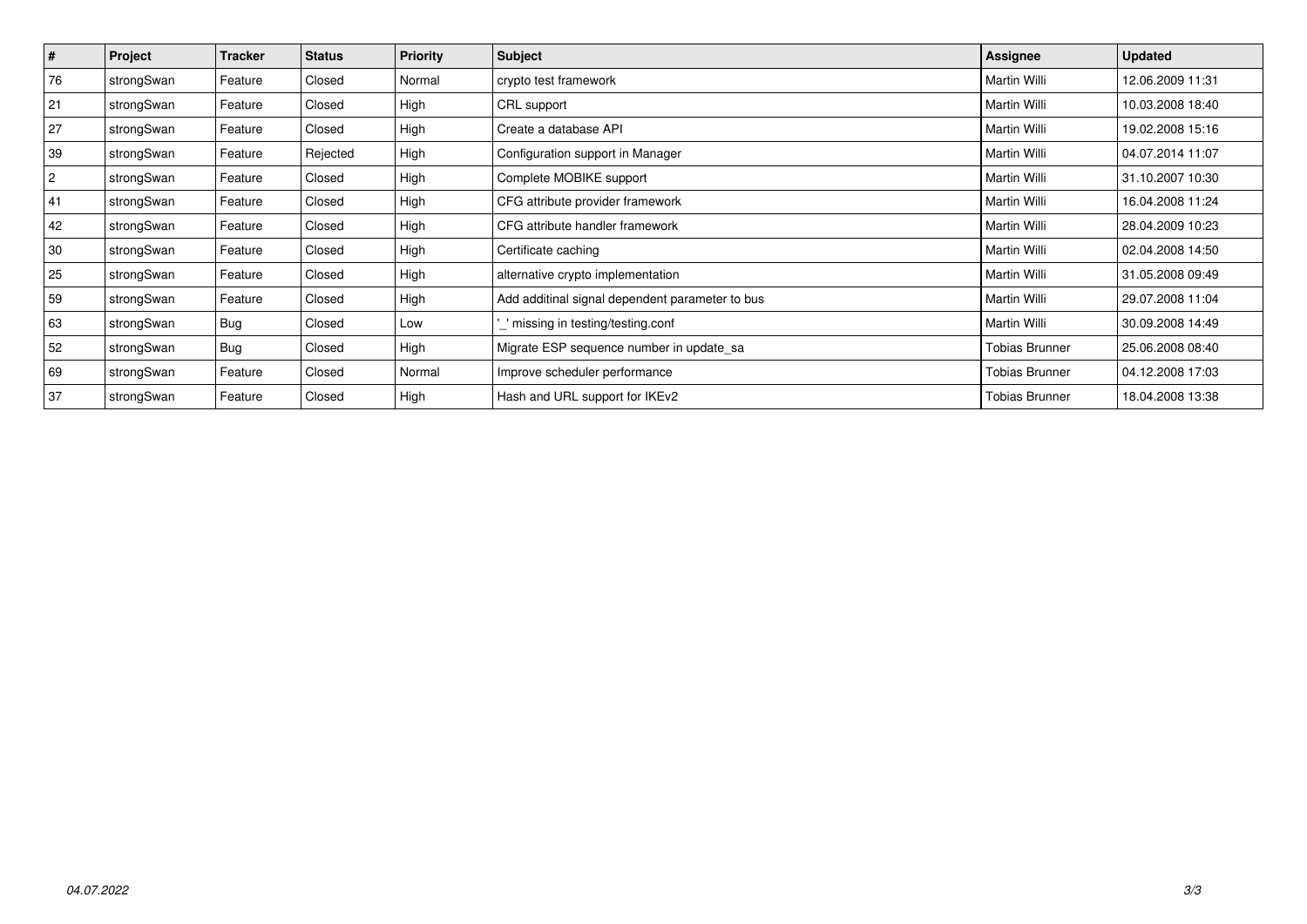| # | Project | Tracker | Status | Priority | Subject | Assignee | Updated |
|---|---|---|---|---|---|---|---|
| 76 | strongSwan | Feature | Closed | Normal | crypto test framework | Martin Willi | 12.06.2009 11:31 |
| 21 | strongSwan | Feature | Closed | High | CRL support | Martin Willi | 10.03.2008 18:40 |
| 27 | strongSwan | Feature | Closed | High | Create a database API | Martin Willi | 19.02.2008 15:16 |
| 39 | strongSwan | Feature | Rejected | High | Configuration support in Manager | Martin Willi | 04.07.2014 11:07 |
| 2 | strongSwan | Feature | Closed | High | Complete MOBIKE support | Martin Willi | 31.10.2007 10:30 |
| 41 | strongSwan | Feature | Closed | High | CFG attribute provider framework | Martin Willi | 16.04.2008 11:24 |
| 42 | strongSwan | Feature | Closed | High | CFG attribute handler framework | Martin Willi | 28.04.2009 10:23 |
| 30 | strongSwan | Feature | Closed | High | Certificate caching | Martin Willi | 02.04.2008 14:50 |
| 25 | strongSwan | Feature | Closed | High | alternative crypto implementation | Martin Willi | 31.05.2008 09:49 |
| 59 | strongSwan | Feature | Closed | High | Add additinal signal dependent parameter to bus | Martin Willi | 29.07.2008 11:04 |
| 63 | strongSwan | Bug | Closed | Low | '_' missing in testing/testing.conf | Martin Willi | 30.09.2008 14:49 |
| 52 | strongSwan | Bug | Closed | High | Migrate ESP sequence number in update_sa | Tobias Brunner | 25.06.2008 08:40 |
| 69 | strongSwan | Feature | Closed | Normal | Improve scheduler performance | Tobias Brunner | 04.12.2008 17:03 |
| 37 | strongSwan | Feature | Closed | High | Hash and URL support for IKEv2 | Tobias Brunner | 18.04.2008 13:38 |